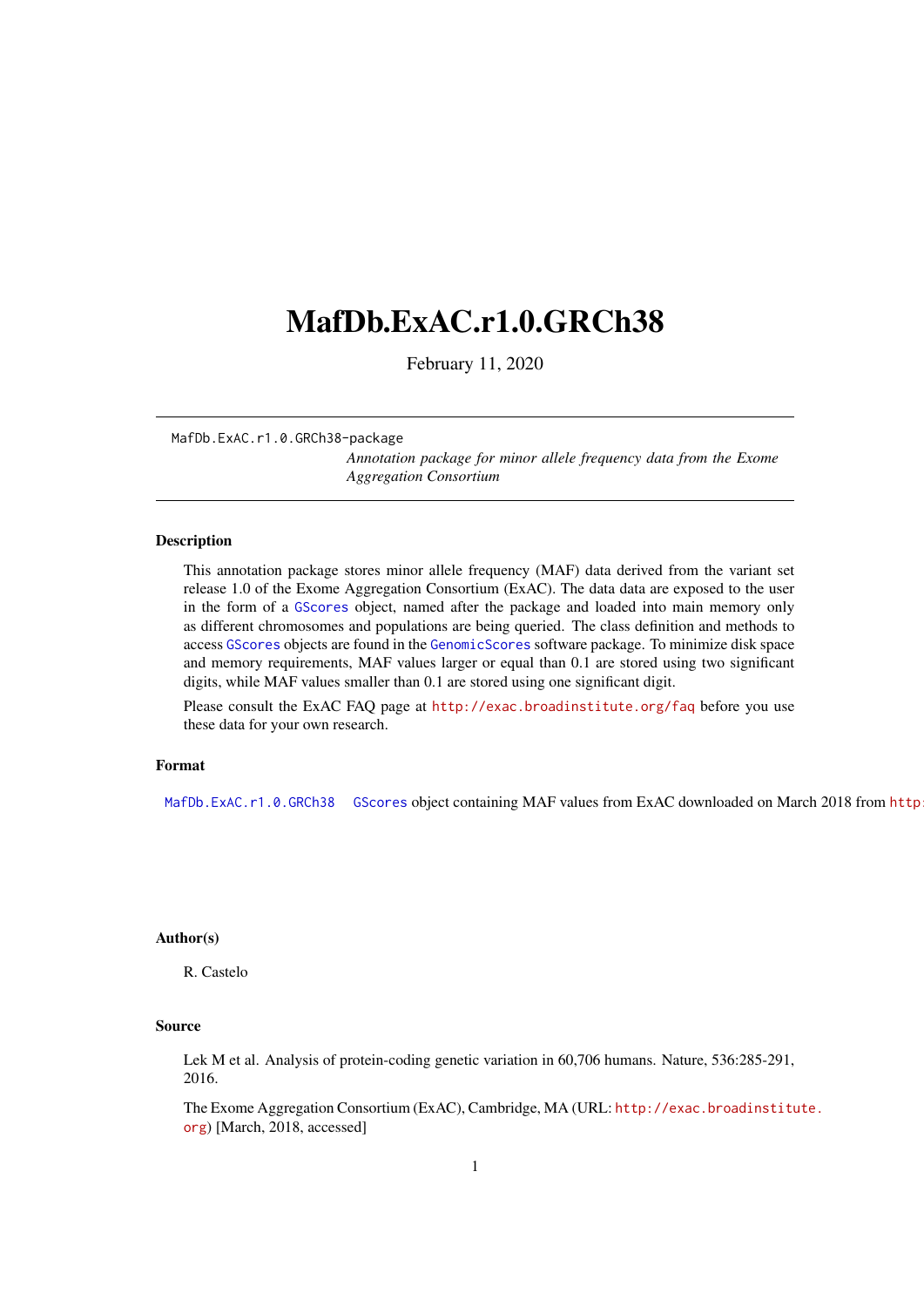# MafDb.ExAC.r1.0.GRCh38

February 11, 2020

---

MafDb.ExAC.r1.0.GRCh38-package

*Annotation package for minor allele frequency data from the Exome Aggregation Consortium*

---

### Description

This annotation package stores minor allele frequency (MAF) data derived from the variant set release 1.0 of the Exome Aggregation Consortium (ExAC). The data data are exposed to the user in the form of a GScores object, named after the package and loaded into main memory only as different chromosomes and populations are being queried. The class definition and methods to access GScores objects are found in the GenomicScores software package. To minimize disk space and memory requirements, MAF values larger or equal than 0.1 are stored using two significant digits, while MAF values smaller than 0.1 are stored using one significant digit.

Please consult the ExAC FAQ page at http://exac.broadinstitute.org/faq before you use these data for your own research.

### Format

MafDb.ExAC.r1.0.GRCh38 GScores object containing MAF values from ExAC downloaded on March 2018 from http:

### Author(s)

R. Castelo

### Source

Lek M et al. Analysis of protein-coding genetic variation in 60,706 humans. Nature, 536:285-291, 2016.

The Exome Aggregation Consortium (ExAC), Cambridge, MA (URL: http://exac.broadinstitute.org) [March, 2018, accessed]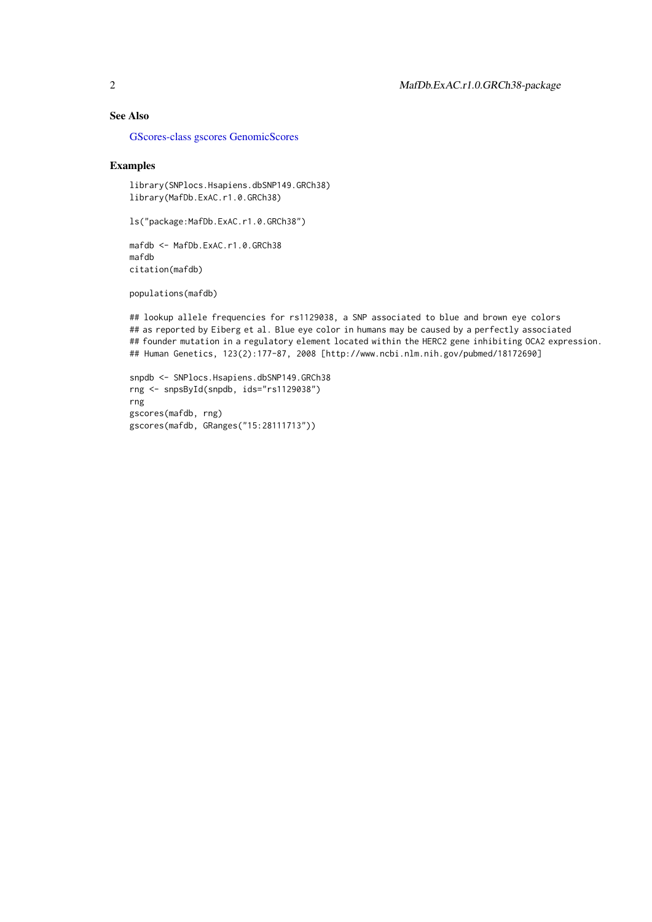## See Also

GScores-class gscores GenomicScores

## Examples

```
library(SNPlocs.Hsapiens.dbSNP149.GRCh38)
library(MafDb.ExAC.r1.0.GRCh38)

ls("package:MafDb.ExAC.r1.0.GRCh38")

mafdb <- MafDb.ExAC.r1.0.GRCh38
mafdb
citation(mafdb)

populations(mafdb)

## lookup allele frequencies for rs1129038, a SNP associated to blue and brown eye colors
## as reported by Eiberg et al. Blue eye color in humans may be caused by a perfectly associated
## founder mutation in a regulatory element located within the HERC2 gene inhibiting OCA2 expression.
## Human Genetics, 123(2):177-87, 2008 [http://www.ncbi.nlm.nih.gov/pubmed/18172690]

snpdb <- SNPlocs.Hsapiens.dbSNP149.GRCh38
rng <- snpsById(snpdb, ids="rs1129038")
rng
gscores(mafdb, rng)
gscores(mafdb, GRanges("15:28111713"))
```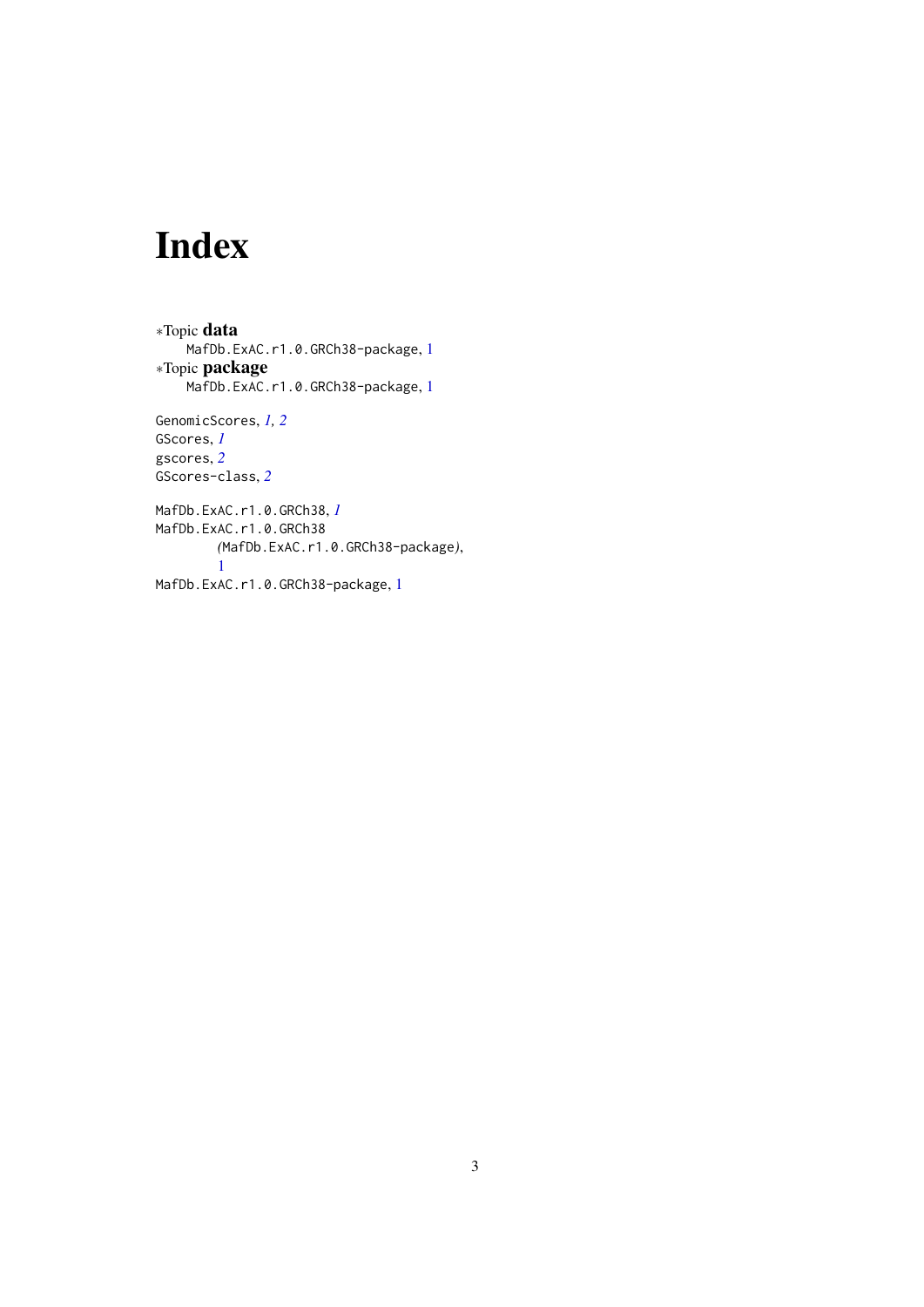# Index

*Topic **data**
    MafDb.ExAC.r1.0.GRCh38-package, 1

*Topic **package**
    MafDb.ExAC.r1.0.GRCh38-package, 1

GenomicScores, *1, 2*
GScores, *1*
gscores, *2*
GScores-class, *2*

MafDb.ExAC.r1.0.GRCh38, *1*
MafDb.ExAC.r1.0.GRCh38
        *(*MafDb.ExAC.r1.0.GRCh38-package*)*, 1
MafDb.ExAC.r1.0.GRCh38-package, 1